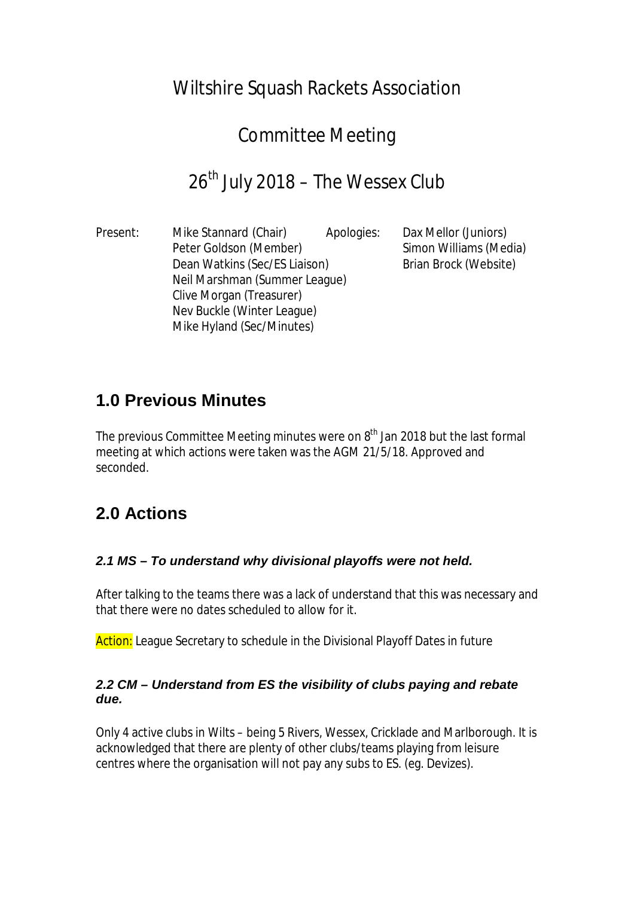# Wiltshire Squash Rackets Association

## Committee Meeting

## 26th July 2018 – The Wessex Club

| Present: | | Apologies: | |
|---|---|---|---|
| | Mike Stannard (Chair) | | Dax Mellor (Juniors) |
| | Peter Goldson (Member) | | Simon Williams (Media) |
| | Dean Watkins (Sec/ES Liaison) | | Brian Brock (Website) |
| | Neil Marshman (Summer League) | | |
| | Clive Morgan (Treasurer) | | |
| | Nev Buckle (Winter League) | | |
| | Mike Hyland (Sec/Minutes) | | |

## 1.0 Previous Minutes

The previous Committee Meeting minutes were on 8th Jan 2018 but the last formal meeting at which actions were taken was the AGM 21/5/18. Approved and seconded.

## 2.0 Actions

### *2.1 MS – To understand why divisional playoffs were not held.*

After talking to the teams there was a lack of understand that this was necessary and that there were no dates scheduled to allow for it.

Action: League Secretary to schedule in the Divisional Playoff Dates in future

### *2.2 CM – Understand from ES the visibility of clubs paying and rebate due.*

Only 4 active clubs in Wilts – being 5 Rivers, Wessex, Cricklade and Marlborough. It is acknowledged that there are plenty of other clubs/teams playing from leisure centres where the organisation will not pay any subs to ES. (eg. Devizes).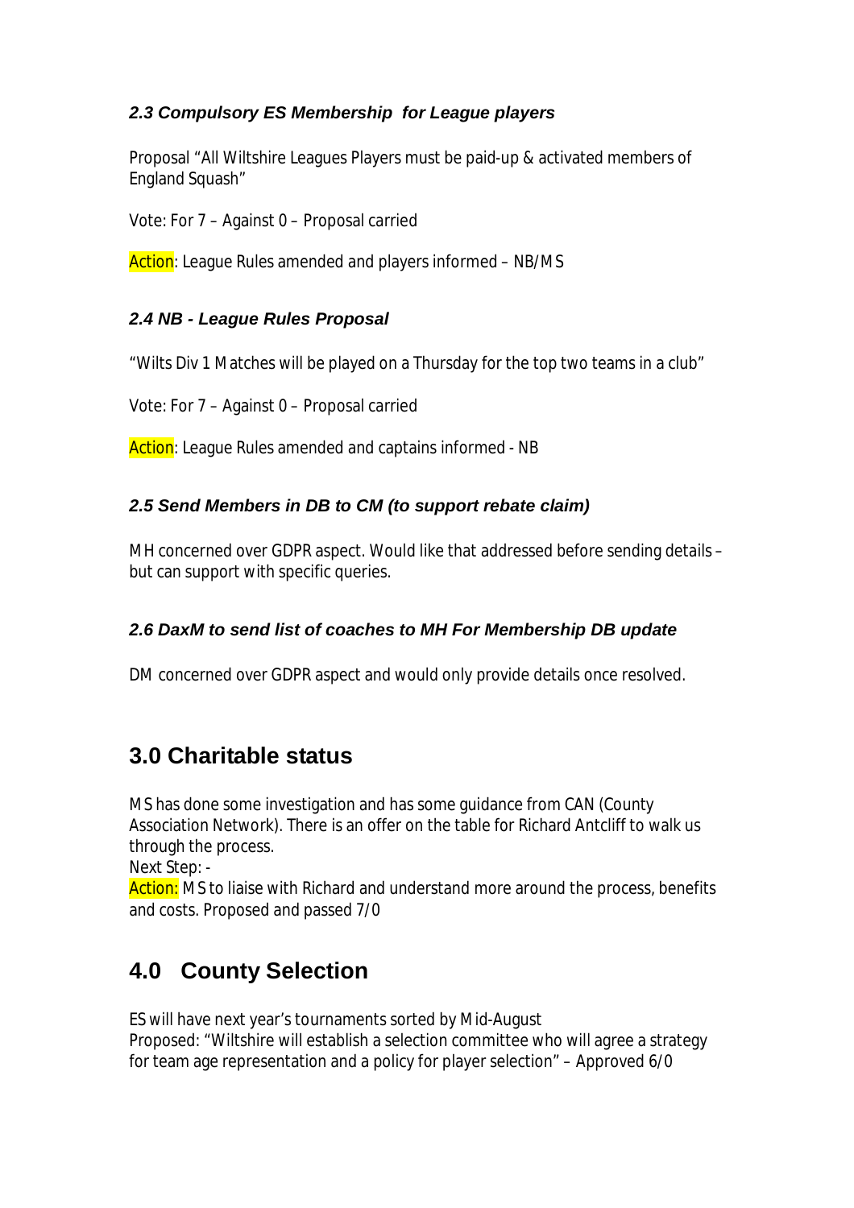### *2.3 Compulsory ES Membership for League players*

Proposal "All Wiltshire Leagues Players must be paid-up & activated members of England Squash"

Vote: For 7 – Against 0 – Proposal carried

Action: League Rules amended and players informed – NB/MS

### *2.4 NB - League Rules Proposal*

"Wilts Div 1 Matches will be played on a Thursday for the top two teams in a club"

Vote: For 7 – Against 0 – Proposal carried

Action: League Rules amended and captains informed - NB

### *2.5 Send Members in DB to CM (to support rebate claim)*

MH concerned over GDPR aspect. Would like that addressed before sending details – but can support with specific queries.

### *2.6 DaxM to send list of coaches to MH For Membership DB update*

DM concerned over GDPR aspect and would only provide details once resolved.

## 3.0 Charitable status

MS has done some investigation and has some guidance from CAN (County Association Network). There is an offer on the table for Richard Antcliff to walk us through the process.
Next Step: -
Action: MS to liaise with Richard and understand more around the process, benefits and costs. Proposed and passed 7/0

## 4.0 County Selection

ES will have next year's tournaments sorted by Mid-August
Proposed: "Wiltshire will establish a selection committee who will agree a strategy for team age representation and a policy for player selection" – Approved 6/0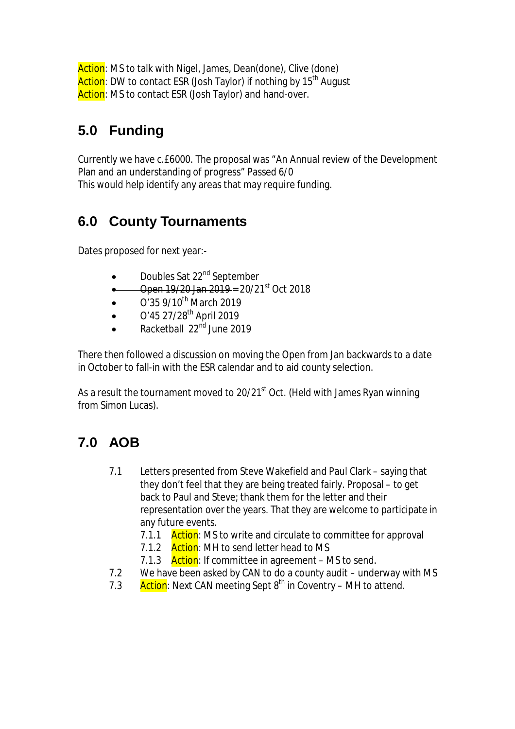Action: MS to talk with Nigel, James, Dean(done), Clive (done)
Action: DW to contact ESR (Josh Taylor) if nothing by 15th August
Action: MS to contact ESR (Josh Taylor) and hand-over.

## 5.0 Funding

Currently we have c.£6000. The proposal was "An Annual review of the Development Plan and an understanding of progress" Passed 6/0
This would help identify any areas that may require funding.

## 6.0 County Tournaments

Dates proposed for next year:-

- Doubles Sat 22nd September
- ~~Open 19/20 Jan 2019~~ = 20/21st Oct 2018
- O'35 9/10th March 2019
- O'45 27/28th April 2019
- Racketball 22nd June 2019

There then followed a discussion on moving the Open from Jan backwards to a date in October to fall-in with the ESR calendar and to aid county selection.

As a result the tournament moved to 20/21st Oct. (Held with James Ryan winning from Simon Lucas).

## 7.0 AOB

7.1 Letters presented from Steve Wakefield and Paul Clark – saying that they don't feel that they are being treated fairly. Proposal – to get back to Paul and Steve; thank them for the letter and their representation over the years. That they are welcome to participate in any future events.
  - 7.1.1 Action: MS to write and circulate to committee for approval
  - 7.1.2 Action: MH to send letter head to MS
  - 7.1.3 Action: If committee in agreement – MS to send.

7.2 We have been asked by CAN to do a county audit – underway with MS

7.3 Action: Next CAN meeting Sept 8th in Coventry – MH to attend.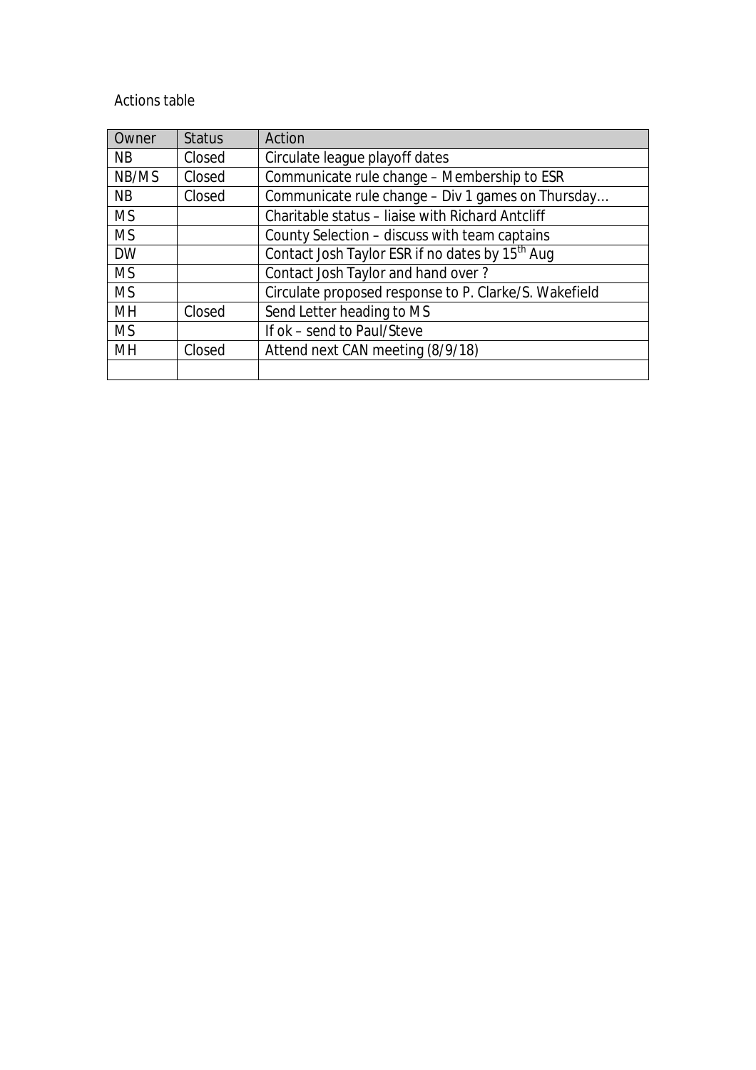Actions table

| Owner | Status | Action |
|---|---|---|
| NB | Closed | Circulate league playoff dates |
| NB/MS | Closed | Communicate rule change – Membership to ESR |
| NB | Closed | Communicate rule change – Div 1 games on Thursday… |
| MS | | Charitable status – liaise with Richard Antcliff |
| MS | | County Selection – discuss with team captains |
| DW | | Contact Josh Taylor ESR if no dates by 15th Aug |
| MS | | Contact Josh Taylor and hand over ? |
| MS | | Circulate proposed response to P. Clarke/S. Wakefield |
| MH | Closed | Send Letter heading to MS |
| MS | | If ok – send to Paul/Steve |
| MH | Closed | Attend next CAN meeting (8/9/18) |
| | | |